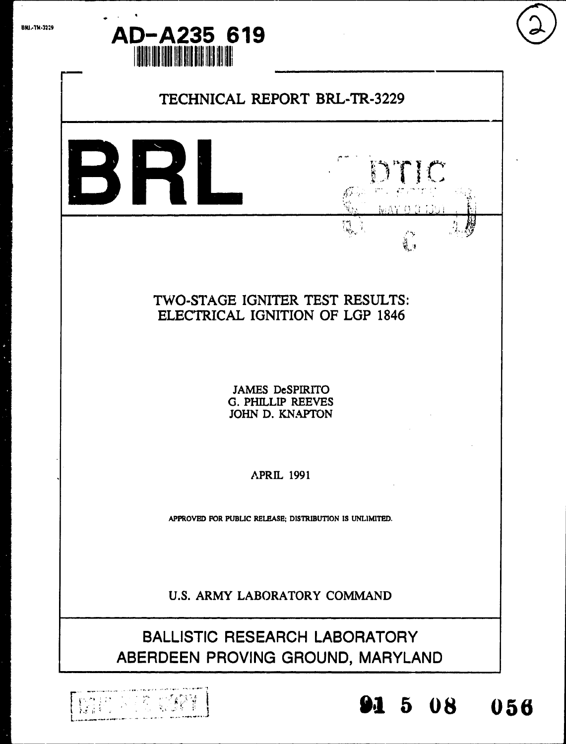BRL-TR-3229

AD-A235 619

# TECHNICAL REPORT BRL-TR-3229

BRL

DTIC

## TWO-STAGE IGNITER TEST RESULTS: ELECTRICAL IGNITION OF LGP 1846

JAMES DeSPIRITO
G. PHILLIP REEVES
JOHN D. KNAPTON

APRIL 1991

APPROVED FOR PUBLIC RELEASE; DISTRIBUTION IS UNLIMITED.

U.S. ARMY LABORATORY COMMAND

BALLISTIC RESEARCH LABORATORY
ABERDEEN PROVING GROUND, MARYLAND

91 5 08 056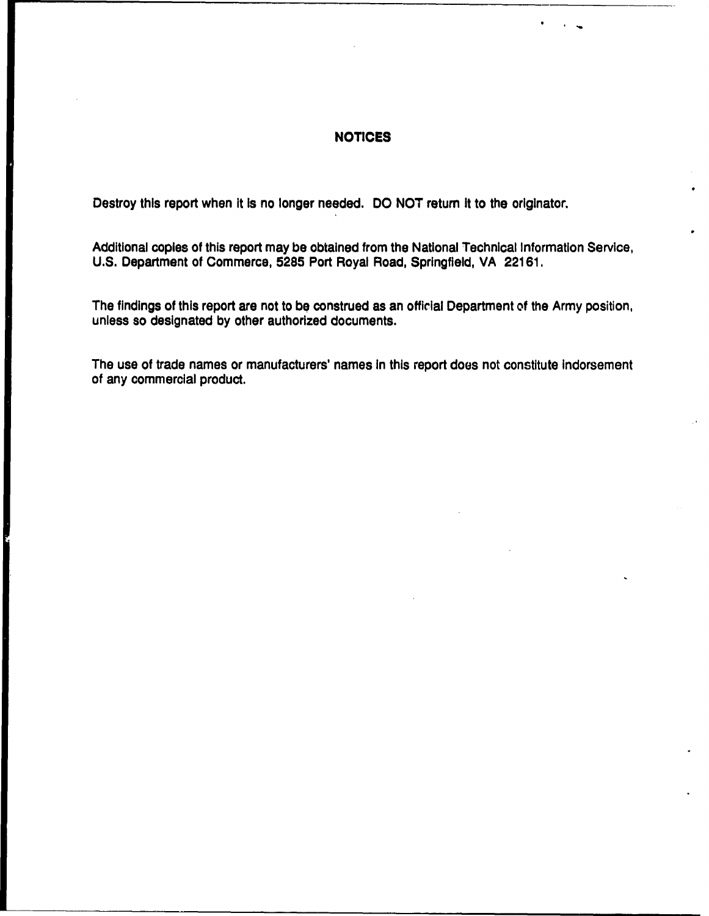# NOTICES

Destroy this report when it is no longer needed. DO NOT return it to the originator.

Additional copies of this report may be obtained from the National Technical Information Service, U.S. Department of Commerce, 5285 Port Royal Road, Springfield, VA 22161.

The findings of this report are not to be construed as an official Department of the Army position, unless so designated by other authorized documents.

The use of trade names or manufacturers' names in this report does not constitute indorsement of any commercial product.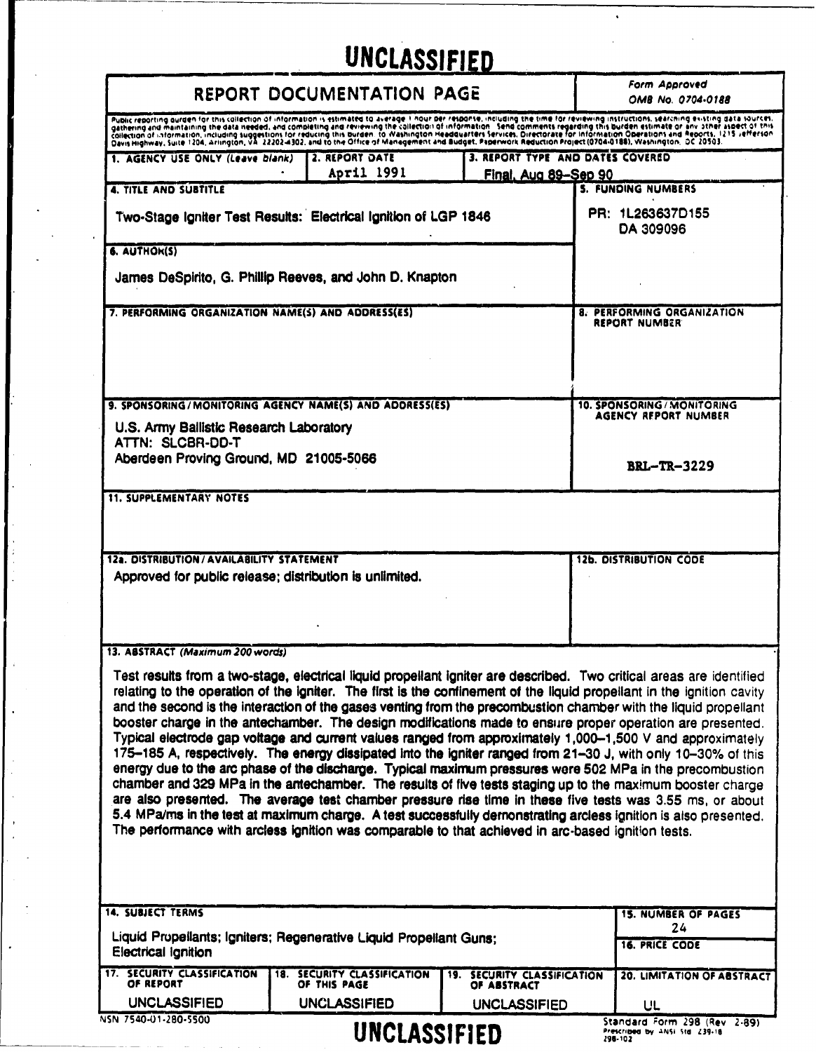**UNCLASSIFIED**

# REPORT DOCUMENTATION PAGE

*Form Approved OMB No. 0704-0188*

Public reporting burden for this collection of information is estimated to average 1 hour per response, including the time for reviewing instructions, searching existing data sources, gathering and maintaining the data needed, and completing and reviewing the collection of information. Send comments regarding this burden estimate or any other aspect of this collection of information, including suggestions for reducing this burden, to Washington Headquarters Services, Directorate for Information Operations and Reports, 1215 Jefferson Davis Highway, Suite 1204, Arlington, VA 22202-4302, and to the Office of Management and Budget, Paperwork Reduction Project (0704-0188), Washington, DC 20503.

| 1. AGENCY USE ONLY (*Leave blank*) | 2. REPORT DATE | 3. REPORT TYPE AND DATES COVERED |
|---|---|---|
| | April 1991 | Final, Aug 89–Sep 90 |

**4. TITLE AND SUBTITLE**

Two-Stage Igniter Test Results: Electrical Ignition of LGP 1846

**5. FUNDING NUMBERS**

PR: 1L263637D155
DA 309096

**6. AUTHOR(S)**

James DeSpirito, G. Phillip Reeves, and John D. Knapton

**7. PERFORMING ORGANIZATION NAME(S) AND ADDRESS(ES)**

**8. PERFORMING ORGANIZATION REPORT NUMBER**

**9. SPONSORING/MONITORING AGENCY NAME(S) AND ADDRESS(ES)**

U.S. Army Ballistic Research Laboratory
ATTN: SLCBR-DD-T
Aberdeen Proving Ground, MD 21005-5066

**10. SPONSORING/MONITORING AGENCY REPORT NUMBER**

BRL-TR-3229

**11. SUPPLEMENTARY NOTES**

**12a. DISTRIBUTION/AVAILABILITY STATEMENT**

Approved for public release; distribution is unlimited.

**12b. DISTRIBUTION CODE**

**13. ABSTRACT (*Maximum 200 words*)**

Test results from a two-stage, electrical liquid propellant igniter are described. Two critical areas are identified relating to the operation of the igniter. The first is the confinement of the liquid propellant in the ignition cavity and the second is the interaction of the gases venting from the precombustion chamber with the liquid propellant booster charge in the antechamber. The design modifications made to ensure proper operation are presented. Typical electrode gap voltage and current values ranged from approximately 1,000–1,500 V and approximately 175–185 A, respectively. The energy dissipated into the igniter ranged from 21–30 J, with only 10–30% of this energy due to the arc phase of the discharge. Typical maximum pressures were 502 MPa in the precombustion chamber and 329 MPa in the antechamber. The results of five tests staging up to the maximum booster charge are also presented. The average test chamber pressure rise time in these five tests was 3.55 ms, or about 5.4 MPa/ms in the test at maximum charge. A test successfully demonstrating arcless ignition is also presented. The performance with arcless ignition was comparable to that achieved in arc-based ignition tests.

**14. SUBJECT TERMS**

Liquid Propellants; Igniters; Regenerative Liquid Propellant Guns; Electrical Ignition

**15. NUMBER OF PAGES**

24

**16. PRICE CODE**

| 17. SECURITY CLASSIFICATION OF REPORT | 18. SECURITY CLASSIFICATION OF THIS PAGE | 19. SECURITY CLASSIFICATION OF ABSTRACT | 20. LIMITATION OF ABSTRACT |
|---|---|---|---|
| UNCLASSIFIED | UNCLASSIFIED | UNCLASSIFIED | UL |

NSN 7540-01-280-5500

Standard Form 298 (Rev 2-89)
Prescribed by ANSI Std Z39-18
298-102

**UNCLASSIFIED**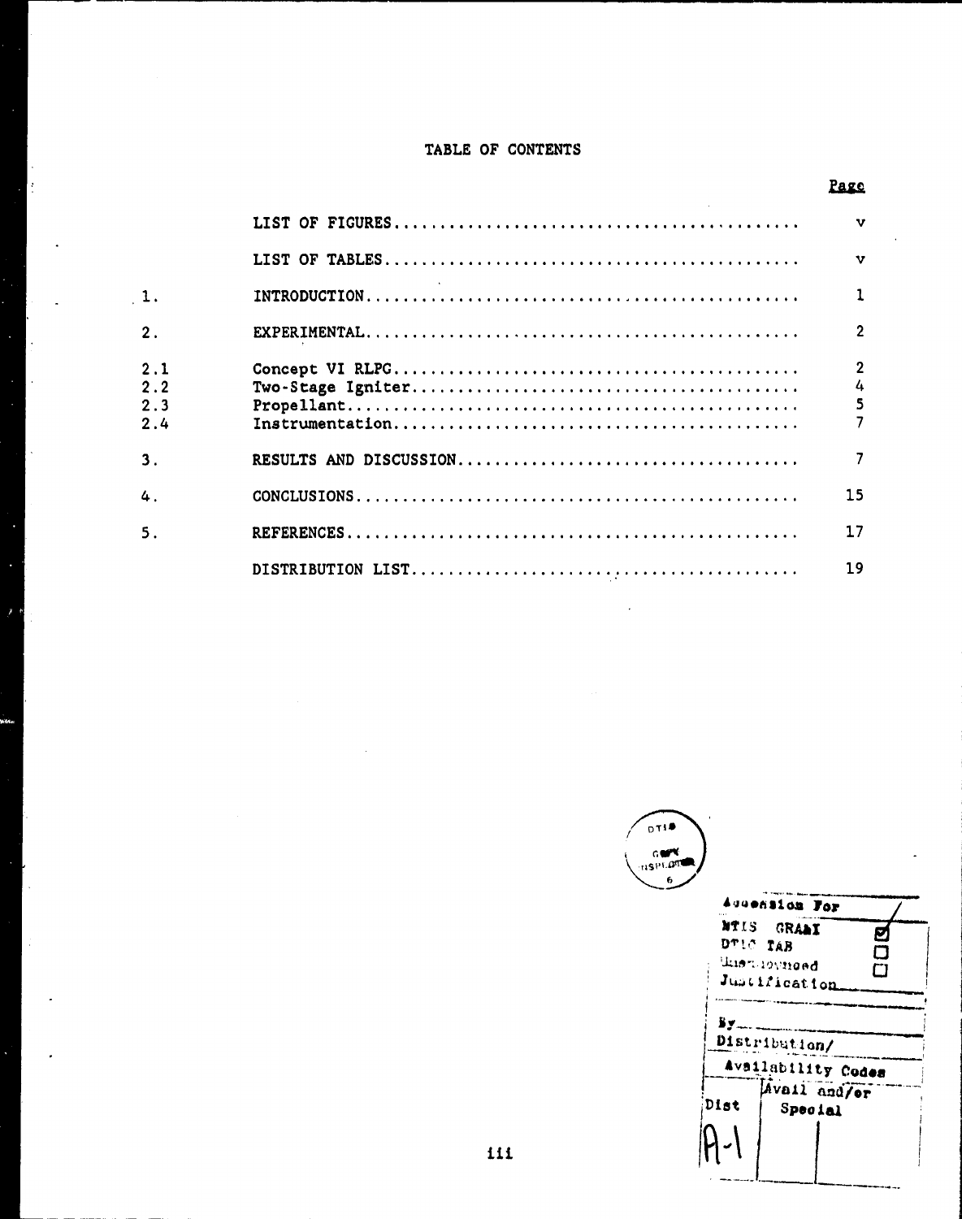# TABLE OF CONTENTS

| | | Page |
|---|---|---|
| | LIST OF FIGURES | v |
| | LIST OF TABLES | v |
| 1. | INTRODUCTION | 1 |
| 2. | EXPERIMENTAL | 2 |
| 2.1 | Concept VI RLPG | 2 |
| 2.2 | Two-Stage Igniter | 4 |
| 2.3 | Propellant | 5 |
| 2.4 | Instrumentation | 7 |
| 3. | RESULTS AND DISCUSSION | 7 |
| 4. | CONCLUSIONS | 15 |
| 5. | REFERENCES | 17 |
| | DISTRIBUTION LIST | 19 |

| Accession For | |
|---|---|
| NTIS GRA&I | ☑ |
| DTIC TAB | ☐ |
| Unannounced | ☐ |
| Justification | |
| By | |
| Distribution/ | |
| Availability Codes | |
| Dist | Avail and/or Special |
| A-1 | |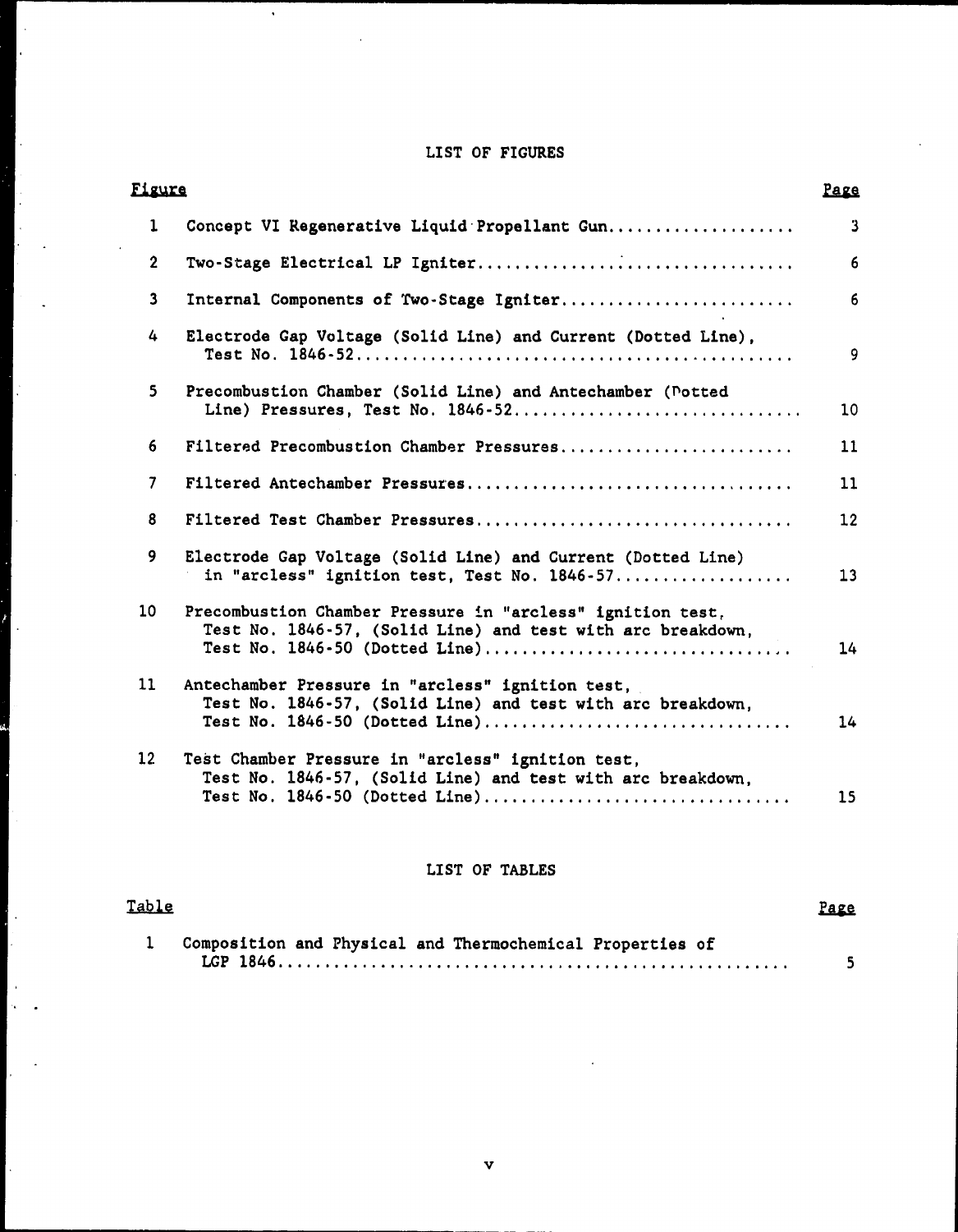## LIST OF FIGURES

| Figure | | Page |
|---|---|---|
| 1 | Concept VI Regenerative Liquid Propellant Gun | 3 |
| 2 | Two-Stage Electrical LP Igniter | 6 |
| 3 | Internal Components of Two-Stage Igniter | 6 |
| 4 | Electrode Gap Voltage (Solid Line) and Current (Dotted Line), Test No. 1846-52 | 9 |
| 5 | Precombustion Chamber (Solid Line) and Antechamber (Dotted Line) Pressures, Test No. 1846-52 | 10 |
| 6 | Filtered Precombustion Chamber Pressures | 11 |
| 7 | Filtered Antechamber Pressures | 11 |
| 8 | Filtered Test Chamber Pressures | 12 |
| 9 | Electrode Gap Voltage (Solid Line) and Current (Dotted Line) in "arcless" ignition test, Test No. 1846-57 | 13 |
| 10 | Precombustion Chamber Pressure in "arcless" ignition test, Test No. 1846-57, (Solid Line) and test with arc breakdown, Test No. 1846-50 (Dotted Line) | 14 |
| 11 | Antechamber Pressure in "arcless" ignition test, Test No. 1846-57, (Solid Line) and test with arc breakdown, Test No. 1846-50 (Dotted Line) | 14 |
| 12 | Test Chamber Pressure in "arcless" ignition test, Test No. 1846-57, (Solid Line) and test with arc breakdown, Test No. 1846-50 (Dotted Line) | 15 |

## LIST OF TABLES

| Table | | Page |
|---|---|---|
| 1 | Composition and Physical and Thermochemical Properties of LGP 1846 | 5 |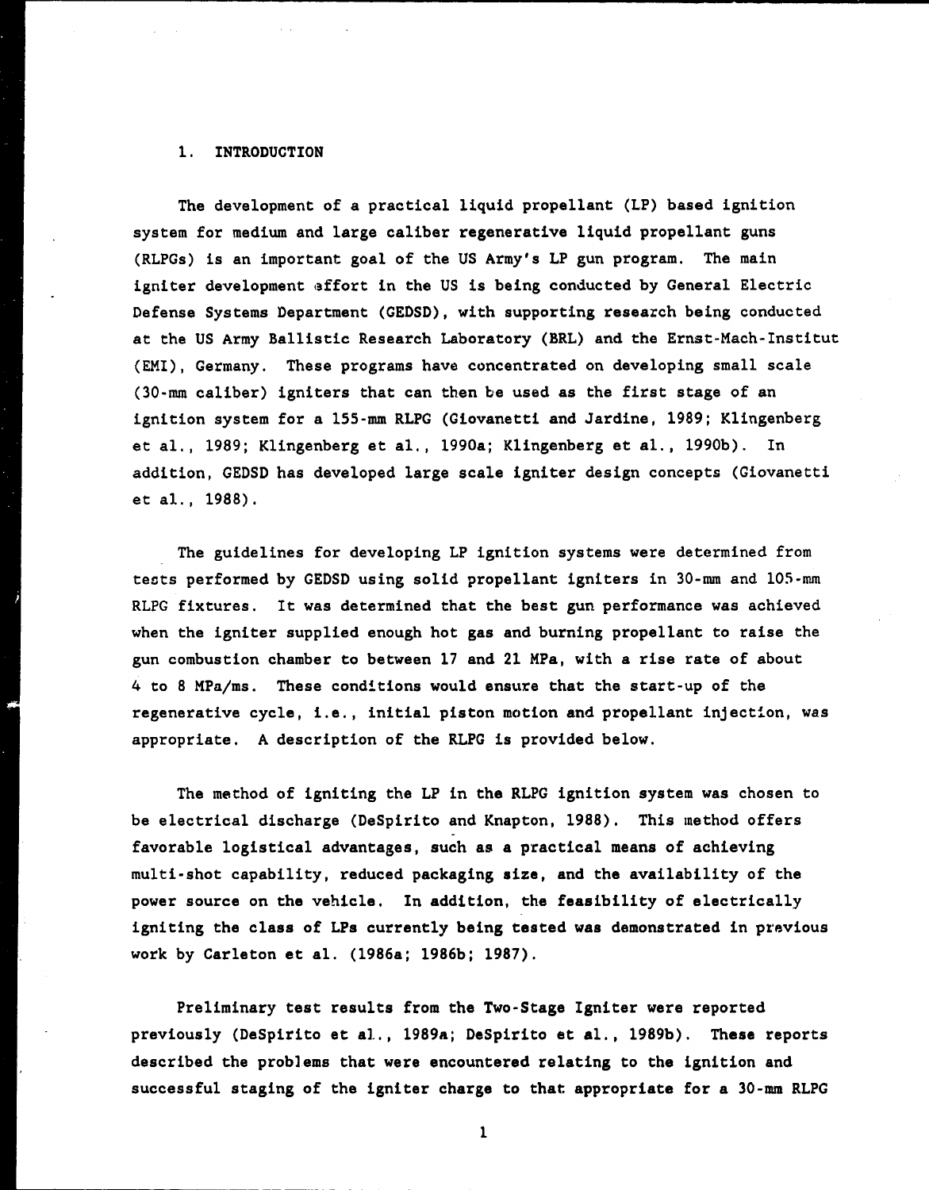## 1. INTRODUCTION

The development of a practical liquid propellant (LP) based ignition system for medium and large caliber regenerative liquid propellant guns (RLPGs) is an important goal of the US Army's LP gun program. The main igniter development effort in the US is being conducted by General Electric Defense Systems Department (GEDSD), with supporting research being conducted at the US Army Ballistic Research Laboratory (BRL) and the Ernst-Mach-Institut (EMI), Germany. These programs have concentrated on developing small scale (30-mm caliber) igniters that can then be used as the first stage of an ignition system for a 155-mm RLPG (Giovanetti and Jardine, 1989; Klingenberg et al., 1989; Klingenberg et al., 1990a; Klingenberg et al., 1990b). In addition, GEDSD has developed large scale igniter design concepts (Giovanetti et al., 1988).

The guidelines for developing LP ignition systems were determined from tests performed by GEDSD using solid propellant igniters in 30-mm and 105-mm RLPG fixtures. It was determined that the best gun performance was achieved when the igniter supplied enough hot gas and burning propellant to raise the gun combustion chamber to between 17 and 21 MPa, with a rise rate of about 4 to 8 MPa/ms. These conditions would ensure that the start-up of the regenerative cycle, i.e., initial piston motion and propellant injection, was appropriate. A description of the RLPG is provided below.

The method of igniting the LP in the RLPG ignition system was chosen to be electrical discharge (DeSpirito and Knapton, 1988). This method offers favorable logistical advantages, such as a practical means of achieving multi-shot capability, reduced packaging size, and the availability of the power source on the vehicle. In addition, the feasibility of electrically igniting the class of LPs currently being tested was demonstrated in previous work by Carleton et al. (1986a; 1986b; 1987).

Preliminary test results from the Two-Stage Igniter were reported previously (DeSpirito et al., 1989a; DeSpirito et al., 1989b). These reports described the problems that were encountered relating to the ignition and successful staging of the igniter charge to that appropriate for a 30-mm RLPG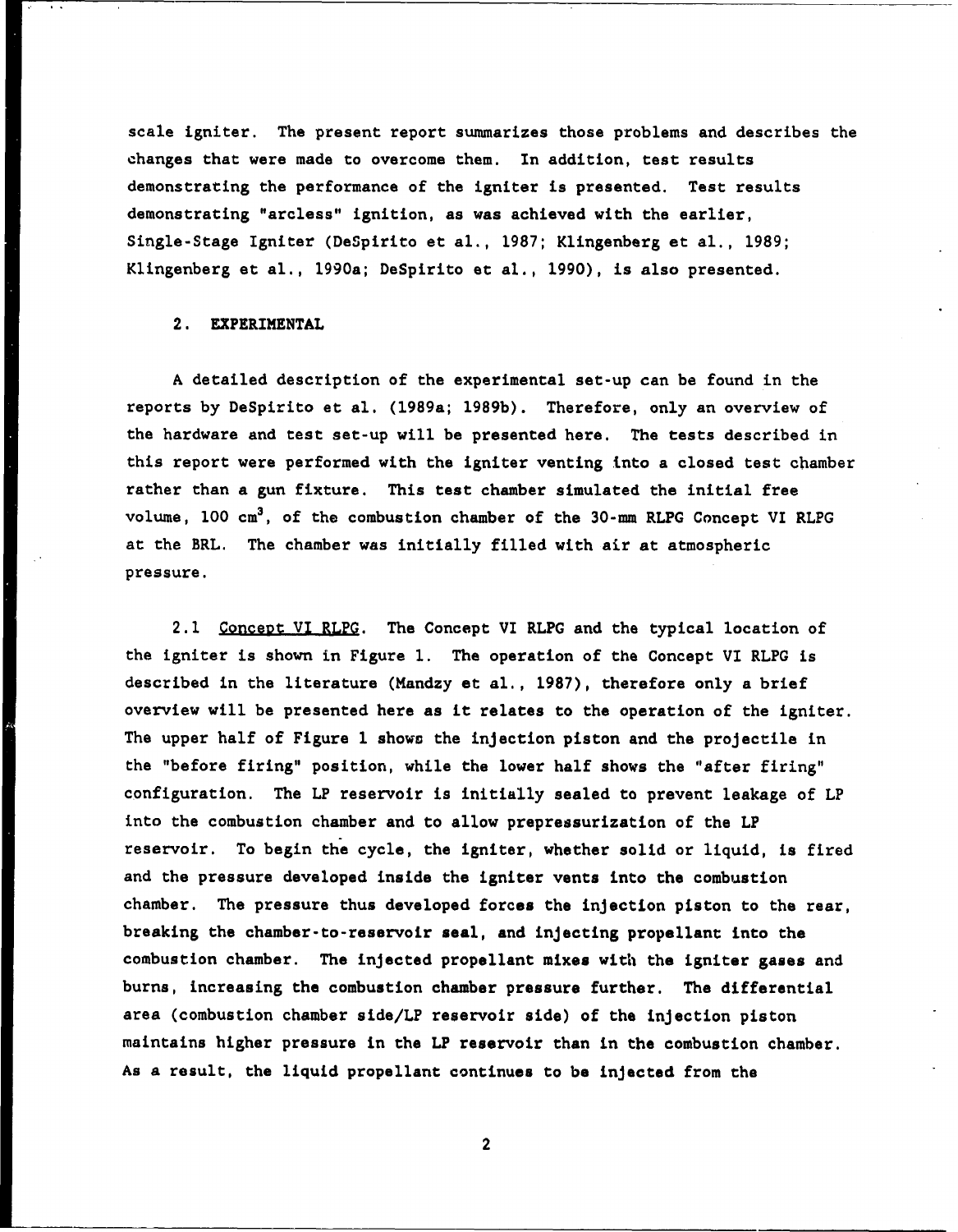scale igniter. The present report summarizes those problems and describes the changes that were made to overcome them. In addition, test results demonstrating the performance of the igniter is presented. Test results demonstrating "arcless" ignition, as was achieved with the earlier, Single-Stage Igniter (DeSpirito et al., 1987; Klingenberg et al., 1989; Klingenberg et al., 1990a; DeSpirito et al., 1990), is also presented.

## 2. EXPERIMENTAL

A detailed description of the experimental set-up can be found in the reports by DeSpirito et al. (1989a; 1989b). Therefore, only an overview of the hardware and test set-up will be presented here. The tests described in this report were performed with the igniter venting into a closed test chamber rather than a gun fixture. This test chamber simulated the initial free volume, 100 $cm^3$, of the combustion chamber of the 30-mm RLPG Concept VI RLPG at the BRL. The chamber was initially filled with air at atmospheric pressure.

2.1 Concept VI RLPG. The Concept VI RLPG and the typical location of the igniter is shown in Figure 1. The operation of the Concept VI RLPG is described in the literature (Mandzy et al., 1987), therefore only a brief overview will be presented here as it relates to the operation of the igniter. The upper half of Figure 1 shows the injection piston and the projectile in the "before firing" position, while the lower half shows the "after firing" configuration. The LP reservoir is initially sealed to prevent leakage of LP into the combustion chamber and to allow prepressurization of the LP reservoir. To begin the cycle, the igniter, whether solid or liquid, is fired and the pressure developed inside the igniter vents into the combustion chamber. The pressure thus developed forces the injection piston to the rear, breaking the chamber-to-reservoir seal, and injecting propellant into the combustion chamber. The injected propellant mixes with the igniter gases and burns, increasing the combustion chamber pressure further. The differential area (combustion chamber side/LP reservoir side) of the injection piston maintains higher pressure in the LP reservoir than in the combustion chamber. As a result, the liquid propellant continues to be injected from the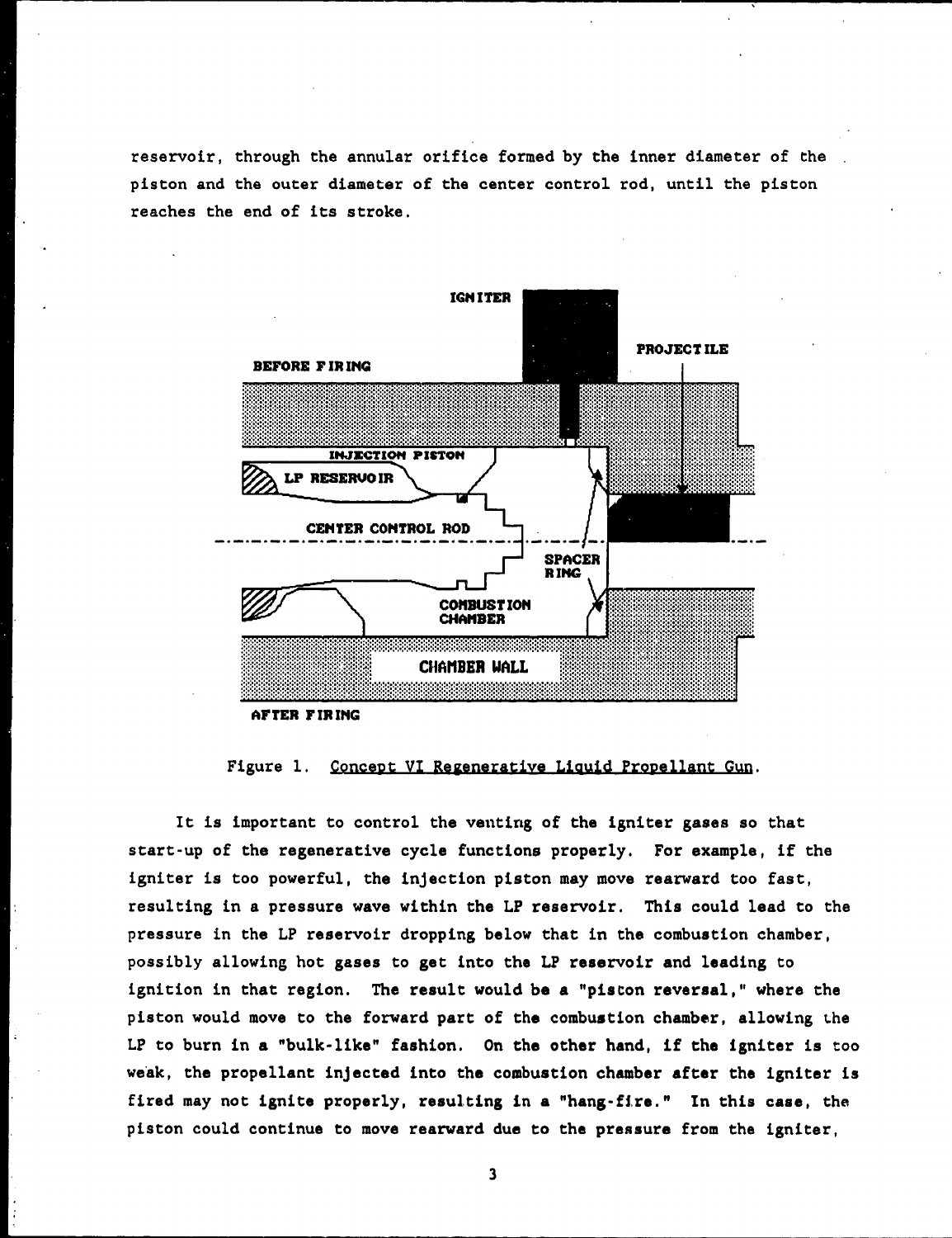reservoir, through the annular orifice formed by the inner diameter of the piston and the outer diameter of the center control rod, until the piston reaches the end of its stroke.

Figure 1. Concept VI Regenerative Liquid Propellant Gun.

It is important to control the venting of the igniter gases so that start-up of the regenerative cycle functions properly. For example, if the igniter is too powerful, the injection piston may move rearward too fast, resulting in a pressure wave within the LP reservoir. This could lead to the pressure in the LP reservoir dropping below that in the combustion chamber, possibly allowing hot gases to get into the LP reservoir and leading to ignition in that region. The result would be a "piston reversal," where the piston would move to the forward part of the combustion chamber, allowing the LP to burn in a "bulk-like" fashion. On the other hand, if the igniter is too weak, the propellant injected into the combustion chamber after the igniter is fired may not ignite properly, resulting in a "hang-fire." In this case, the piston could continue to move rearward due to the pressure from the igniter,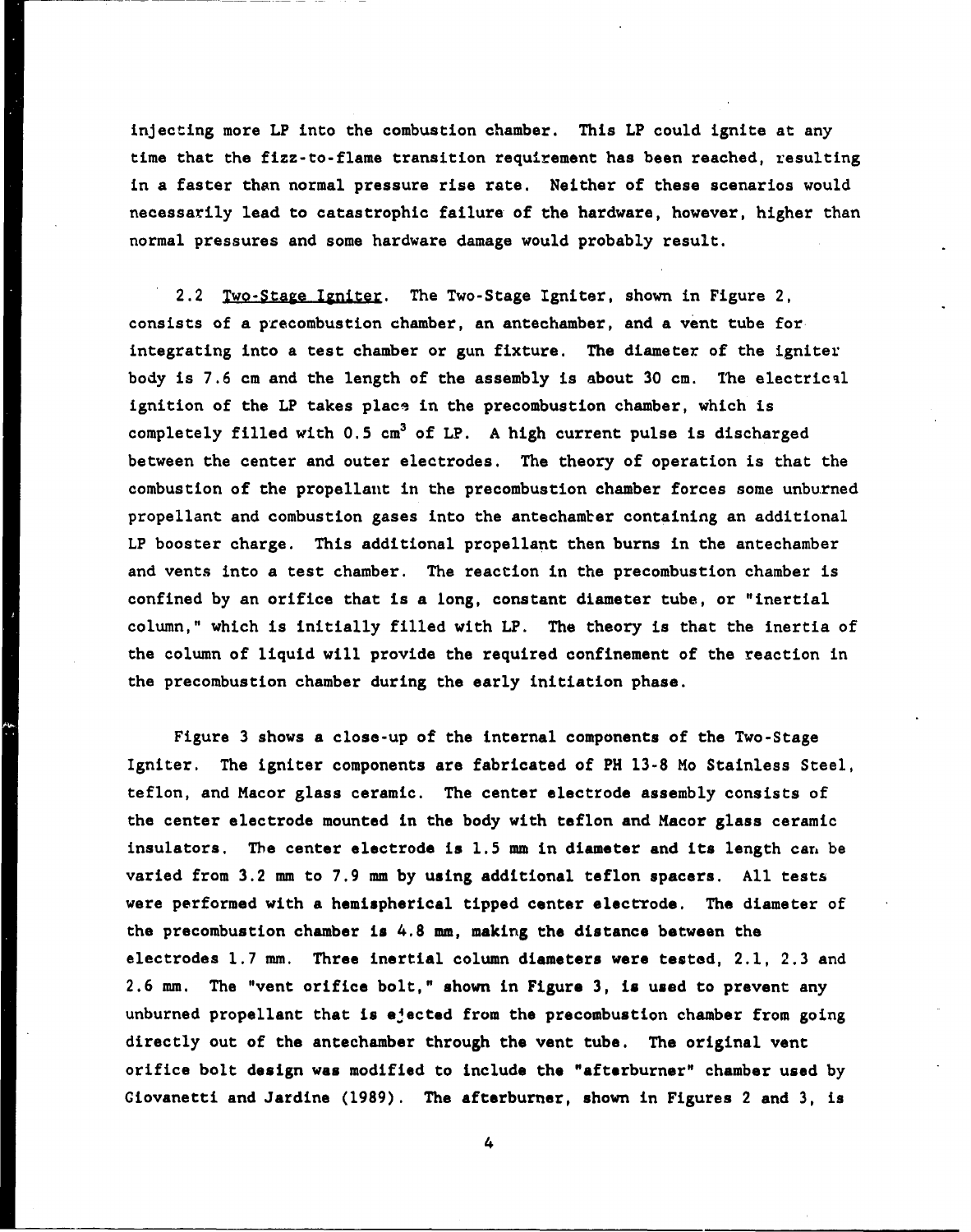injecting more LP into the combustion chamber. This LP could ignite at any time that the fizz-to-flame transition requirement has been reached, resulting in a faster than normal pressure rise rate. Neither of these scenarios would necessarily lead to catastrophic failure of the hardware, however, higher than normal pressures and some hardware damage would probably result.

2.2 Two-Stage Igniter. The Two-Stage Igniter, shown in Figure 2, consists of a precombustion chamber, an antechamber, and a vent tube for integrating into a test chamber or gun fixture. The diameter of the igniter body is 7.6 cm and the length of the assembly is about 30 cm. The electrical ignition of the LP takes place in the precombustion chamber, which is completely filled with 0.5 $cm^3$ of LP. A high current pulse is discharged between the center and outer electrodes. The theory of operation is that the combustion of the propellant in the precombustion chamber forces some unburned propellant and combustion gases into the antechamber containing an additional LP booster charge. This additional propellant then burns in the antechamber and vents into a test chamber. The reaction in the precombustion chamber is confined by an orifice that is a long, constant diameter tube, or "inertial column," which is initially filled with LP. The theory is that the inertia of the column of liquid will provide the required confinement of the reaction in the precombustion chamber during the early initiation phase.

Figure 3 shows a close-up of the internal components of the Two-Stage Igniter. The igniter components are fabricated of PH 13-8 Mo Stainless Steel, teflon, and Macor glass ceramic. The center electrode assembly consists of the center electrode mounted in the body with teflon and Macor glass ceramic insulators. The center electrode is 1.5 mm in diameter and its length can be varied from 3.2 mm to 7.9 mm by using additional teflon spacers. All tests were performed with a hemispherical tipped center electrode. The diameter of the precombustion chamber is 4.8 mm, making the distance between the electrodes 1.7 mm. Three inertial column diameters were tested, 2.1, 2.3 and 2.6 mm. The "vent orifice bolt," shown in Figure 3, is used to prevent any unburned propellant that is ejected from the precombustion chamber from going directly out of the antechamber through the vent tube. The original vent orifice bolt design was modified to include the "afterburner" chamber used by Giovanetti and Jardine (1989). The afterburner, shown in Figures 2 and 3, is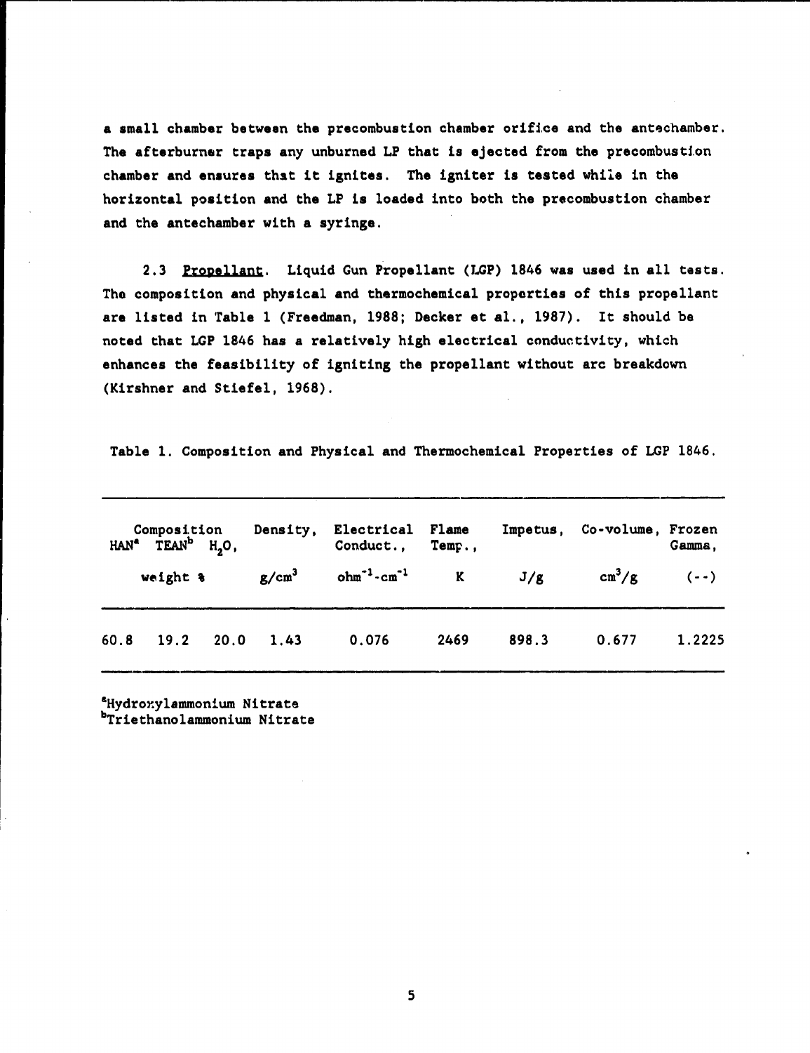a small chamber between the precombustion chamber orifice and the antechamber. The afterburner traps any unburned LP that is ejected from the precombustion chamber and ensures that it ignites. The igniter is tested while in the horizontal position and the LP is loaded into both the precombustion chamber and the antechamber with a syringe.

2.3 Propellant. Liquid Gun Propellant (LGP) 1846 was used in all tests. The composition and physical and thermochemical properties of this propellant are listed in Table 1 (Freedman, 1988; Decker et al., 1987). It should be noted that LGP 1846 has a relatively high electrical conductivity, which enhances the feasibility of igniting the propellant without arc breakdown (Kirshner and Stiefel, 1968).

Table 1. Composition and Physical and Thermochemical Properties of LGP 1846.

| Composition, weight % | | | Density, | Electrical Conduct., | Flame Temp., | Impetus, | Co-volume, | Frozen Gamma, |
|---|---|---|---|---|---|---|---|---|
| HAN[a] | TEAN[b] | $H_2O$ | $g/cm^3$ | $ohm^{-1}$-$cm^{-1}$ | K | J/g | $cm^3/g$ | (--) |
| 60.8 | 19.2 | 20.0 | 1.43 | 0.076 | 2469 | 898.3 | 0.677 | 1.2225 |

[a]Hydroxylammonium Nitrate
[b]Triethanolammonium Nitrate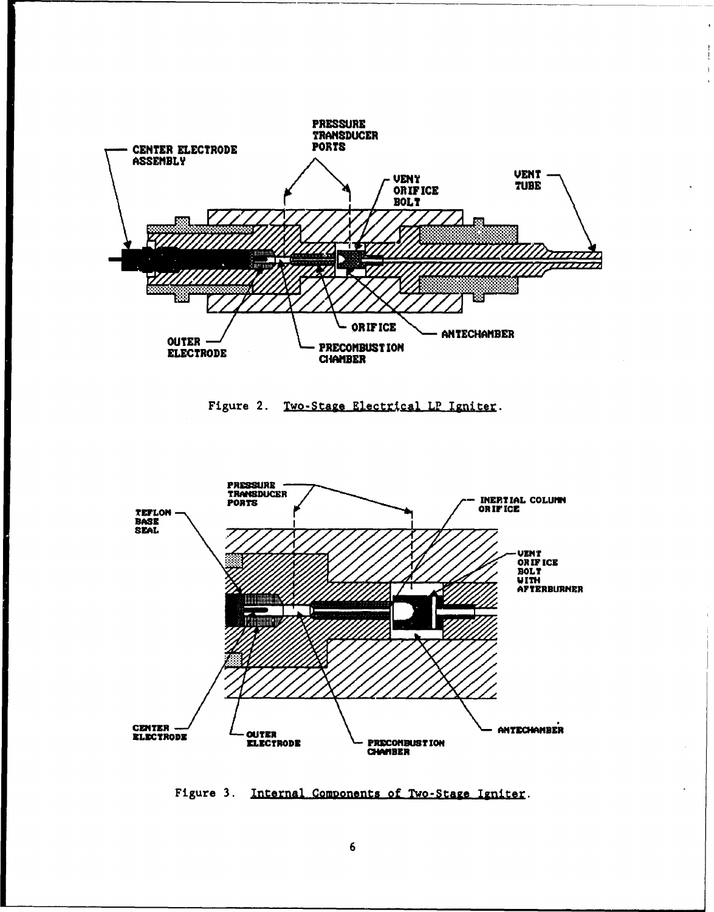Figure 2. Two-Stage Electrical LP Igniter.

Figure 3. Internal Components of Two-Stage Igniter.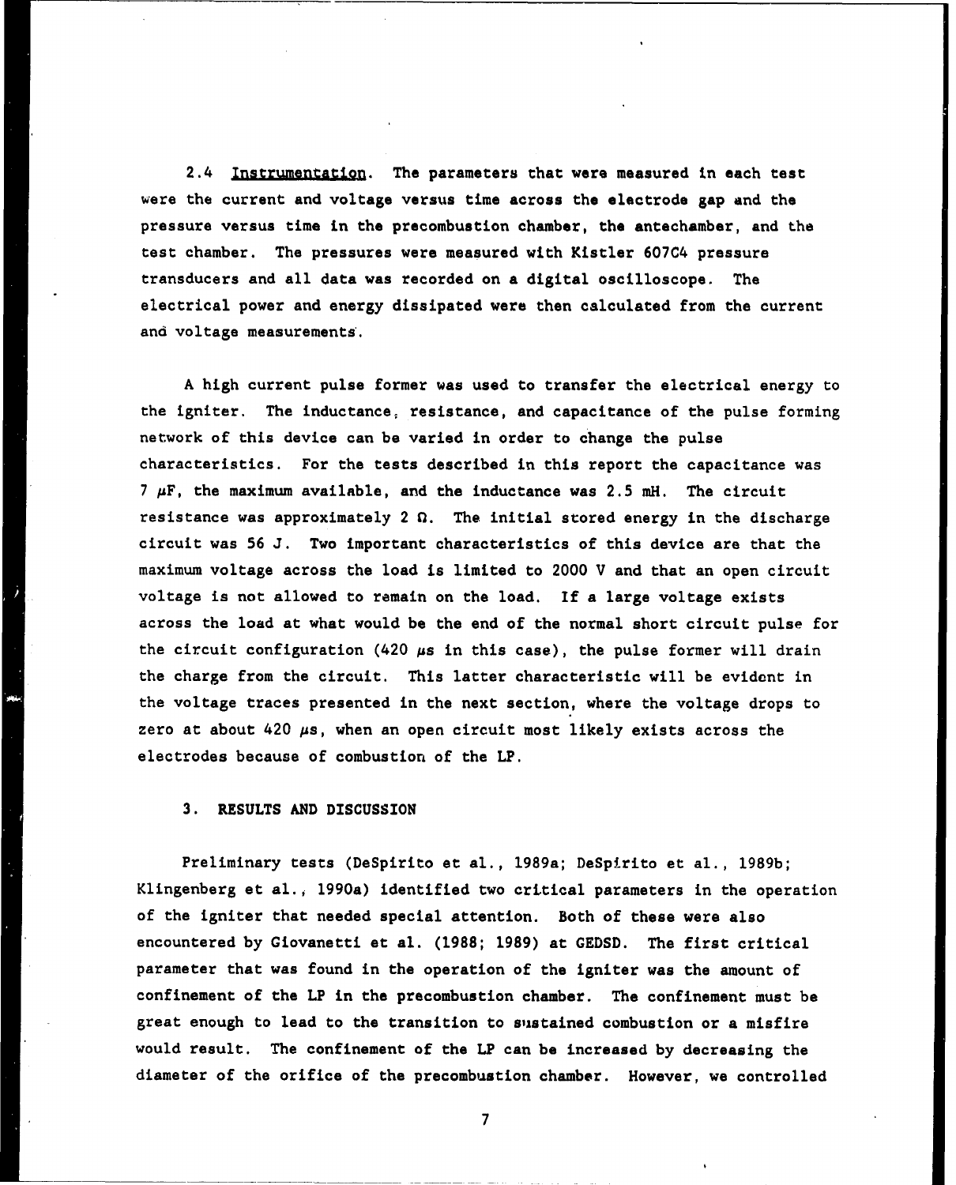2.4 <u>Instrumentation</u>. The parameters that were measured in each test were the current and voltage versus time across the electrode gap and the pressure versus time in the precombustion chamber, the antechamber, and the test chamber. The pressures were measured with Kistler 607C4 pressure transducers and all data was recorded on a digital oscilloscope. The electrical power and energy dissipated were then calculated from the current and voltage measurements.

A high current pulse former was used to transfer the electrical energy to the igniter. The inductance, resistance, and capacitance of the pulse forming network of this device can be varied in order to change the pulse characteristics. For the tests described in this report the capacitance was 7 $\mu$F, the maximum available, and the inductance was 2.5 mH. The circuit resistance was approximately 2 $\Omega$. The initial stored energy in the discharge circuit was 56 J. Two important characteristics of this device are that the maximum voltage across the load is limited to 2000 V and that an open circuit voltage is not allowed to remain on the load. If a large voltage exists across the load at what would be the end of the normal short circuit pulse for the circuit configuration (420 $\mu$s in this case), the pulse former will drain the charge from the circuit. This latter characteristic will be evident in the voltage traces presented in the next section, where the voltage drops to zero at about 420 $\mu$s, when an open circuit most likely exists across the electrodes because of combustion of the LP.

## 3. RESULTS AND DISCUSSION

Preliminary tests (DeSpirito et al., 1989a; DeSpirito et al., 1989b; Klingenberg et al., 1990a) identified two critical parameters in the operation of the igniter that needed special attention. Both of these were also encountered by Giovanetti et al. (1988; 1989) at GEDSD. The first critical parameter that was found in the operation of the igniter was the amount of confinement of the LP in the precombustion chamber. The confinement must be great enough to lead to the transition to sustained combustion or a misfire would result. The confinement of the LP can be increased by decreasing the diameter of the orifice of the precombustion chamber. However, we controlled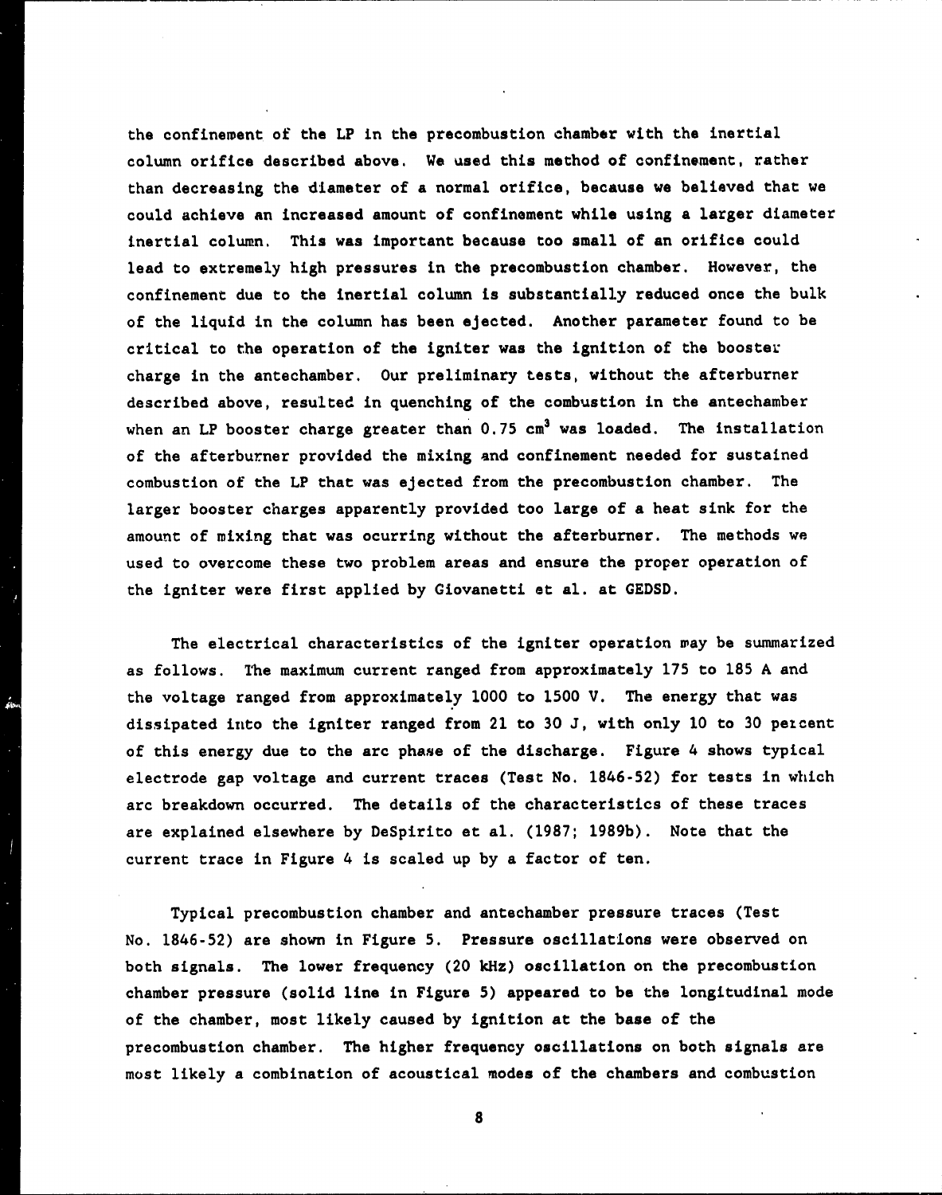the confinement of the LP in the precombustion chamber with the inertial column orifice described above. We used this method of confinement, rather than decreasing the diameter of a normal orifice, because we believed that we could achieve an increased amount of confinement while using a larger diameter inertial column. This was important because too small of an orifice could lead to extremely high pressures in the precombustion chamber. However, the confinement due to the inertial column is substantially reduced once the bulk of the liquid in the column has been ejected. Another parameter found to be critical to the operation of the igniter was the ignition of the booster charge in the antechamber. Our preliminary tests, without the afterburner described above, resulted in quenching of the combustion in the antechamber when an LP booster charge greater than 0.75 $cm^3$ was loaded. The installation of the afterburner provided the mixing and confinement needed for sustained combustion of the LP that was ejected from the precombustion chamber. The larger booster charges apparently provided too large of a heat sink for the amount of mixing that was ocurring without the afterburner. The methods we used to overcome these two problem areas and ensure the proper operation of the igniter were first applied by Giovanetti et al. at GEDSD.

The electrical characteristics of the igniter operation may be summarized as follows. The maximum current ranged from approximately 175 to 185 A and the voltage ranged from approximately 1000 to 1500 V. The energy that was dissipated into the igniter ranged from 21 to 30 J, with only 10 to 30 percent of this energy due to the arc phase of the discharge. Figure 4 shows typical electrode gap voltage and current traces (Test No. 1846-52) for tests in which arc breakdown occurred. The details of the characteristics of these traces are explained elsewhere by DeSpirito et al. (1987; 1989b). Note that the current trace in Figure 4 is scaled up by a factor of ten.

Typical precombustion chamber and antechamber pressure traces (Test No. 1846-52) are shown in Figure 5. Pressure oscillations were observed on both signals. The lower frequency (20 kHz) oscillation on the precombustion chamber pressure (solid line in Figure 5) appeared to be the longitudinal mode of the chamber, most likely caused by ignition at the base of the precombustion chamber. The higher frequency oscillations on both signals are most likely a combination of acoustical modes of the chambers and combustion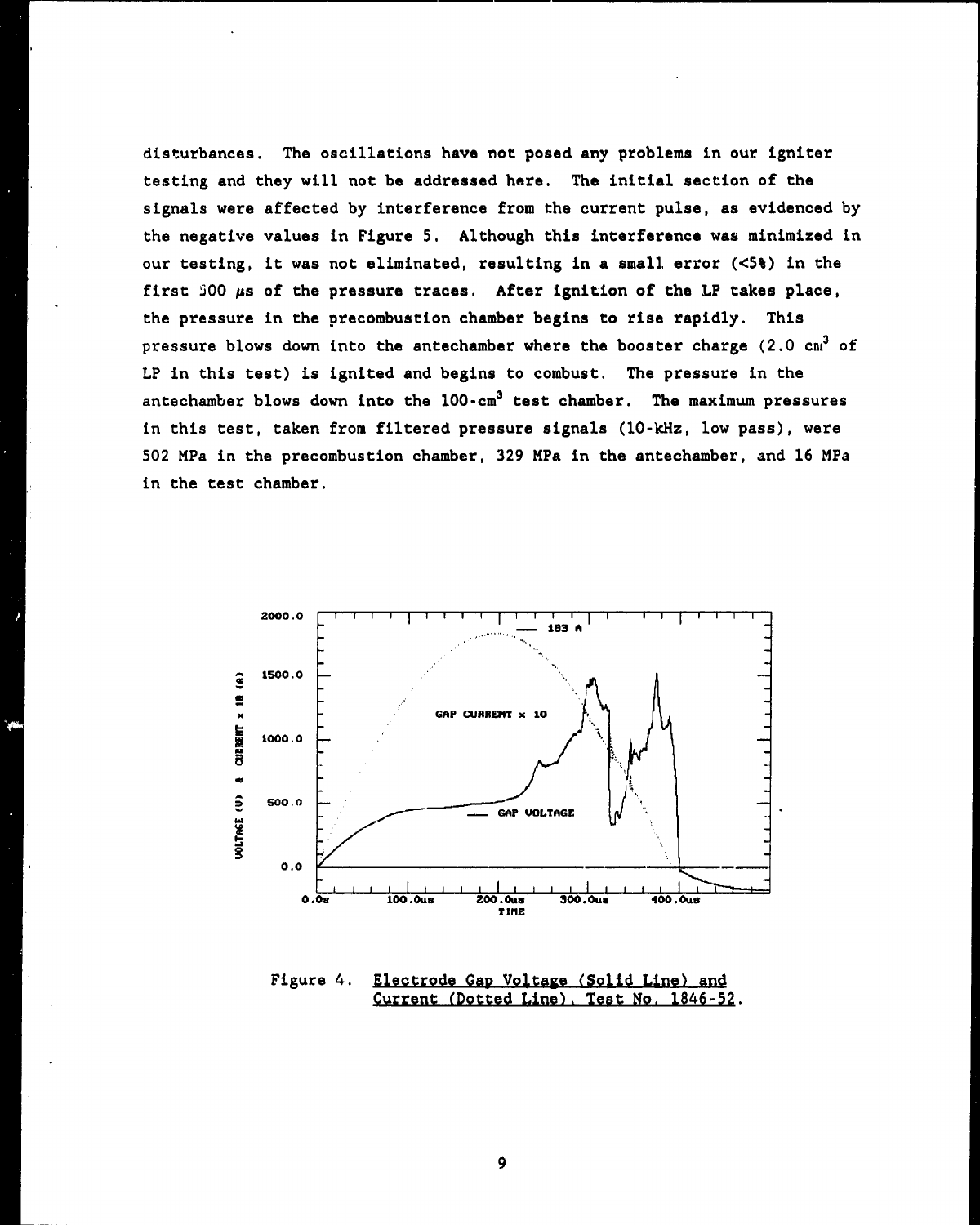disturbances. The oscillations have not posed any problems in our igniter testing and they will not be addressed here. The initial section of the signals were affected by interference from the current pulse, as evidenced by the negative values in Figure 5. Although this interference was minimized in our testing, it was not eliminated, resulting in a small error (<5%) in the first 300 μs of the pressure traces. After ignition of the LP takes place, the pressure in the precombustion chamber begins to rise rapidly. This pressure blows down into the antechamber where the booster charge (2.0 $cm^3$ of LP in this test) is ignited and begins to combust. The pressure in the antechamber blows down into the 100-$cm^3$ test chamber. The maximum pressures in this test, taken from filtered pressure signals (10-kHz, low pass), were 502 MPa in the precombustion chamber, 329 MPa in the antechamber, and 16 MPa in the test chamber.

Figure 4. Electrode Gap Voltage (Solid Line) and Current (Dotted Line). Test No. 1846-52.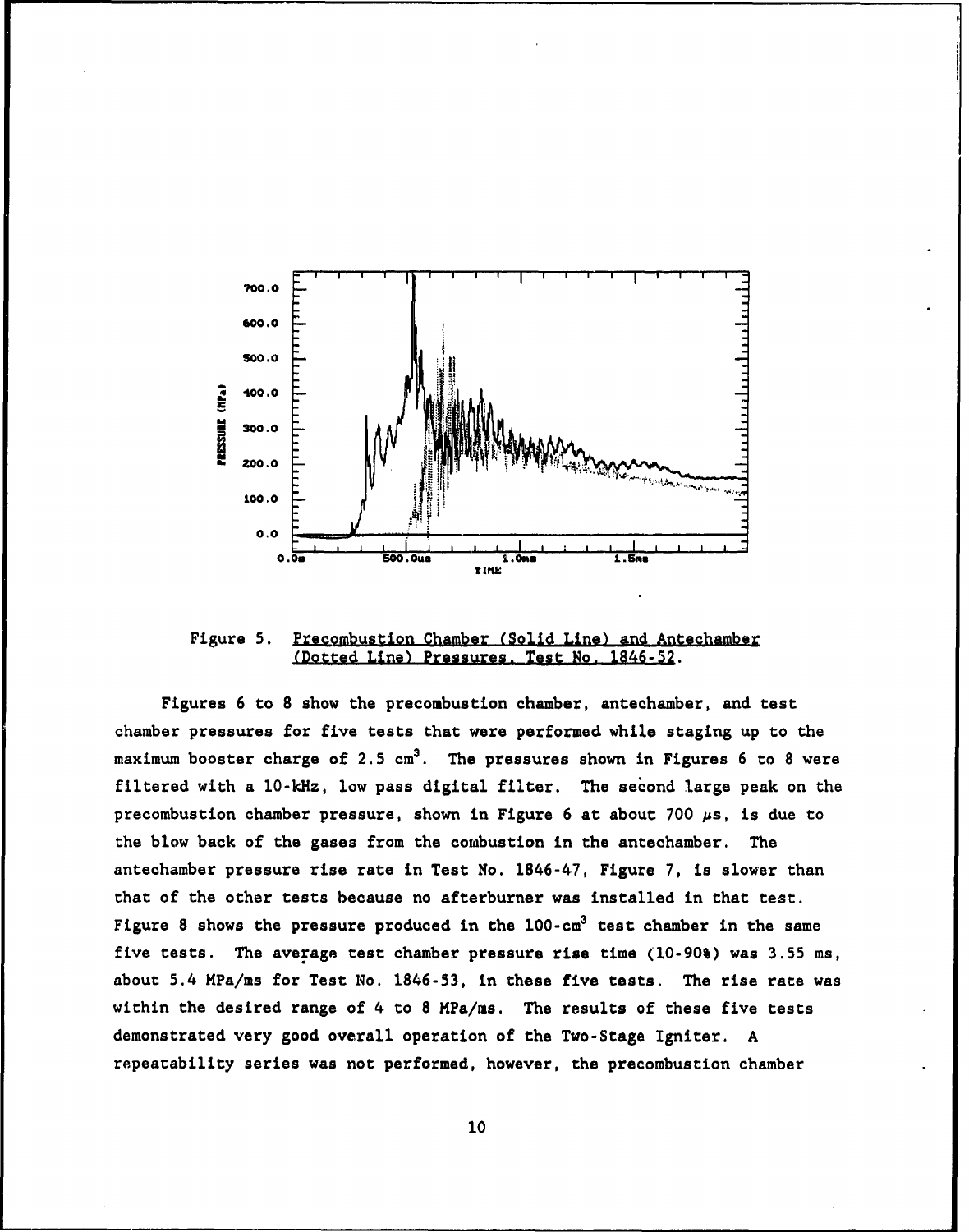Figure 5. Precombustion Chamber (Solid Line) and Antechamber (Dotted Line) Pressures, Test No. 1846-52.

Figures 6 to 8 show the precombustion chamber, antechamber, and test chamber pressures for five tests that were performed while staging up to the maximum booster charge of 2.5 $cm^3$. The pressures shown in Figures 6 to 8 were filtered with a 10-kHz, low pass digital filter. The second large peak on the precombustion chamber pressure, shown in Figure 6 at about 700 $\mu s$, is due to the blow back of the gases from the combustion in the antechamber. The antechamber pressure rise rate in Test No. 1846-47, Figure 7, is slower than that of the other tests because no afterburner was installed in that test. Figure 8 shows the pressure produced in the 100-$cm^3$ test chamber in the same five tests. The average test chamber pressure rise time (10-90%) was 3.55 ms, about 5.4 MPa/ms for Test No. 1846-53, in these five tests. The rise rate was within the desired range of 4 to 8 MPa/ms. The results of these five tests demonstrated very good overall operation of the Two-Stage Igniter. A repeatability series was not performed, however, the precombustion chamber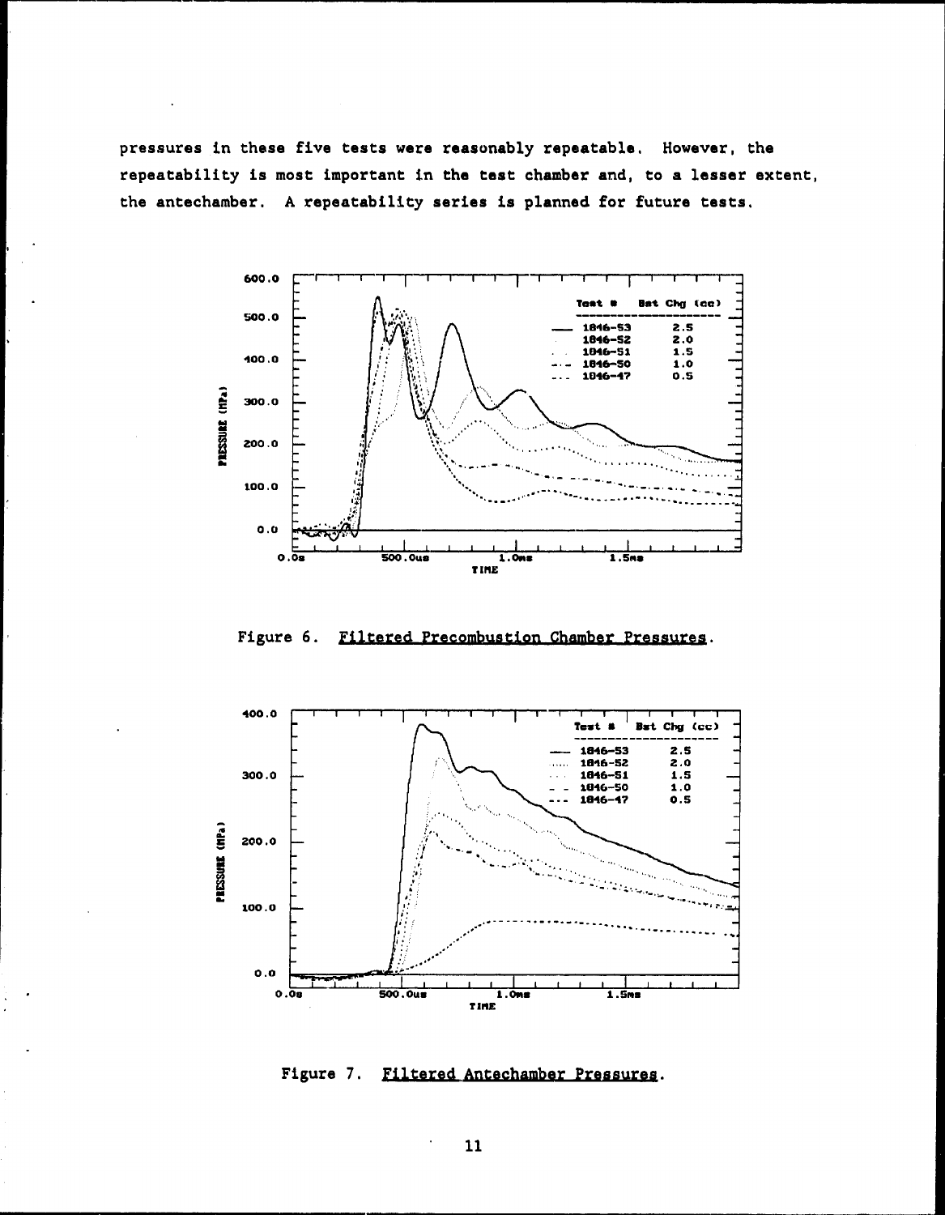pressures in these five tests were reasonably repeatable. However, the repeatability is most important in the test chamber and, to a lesser extent, the antechamber. A repeatability series is planned for future tests.

Figure 6. Filtered Precombustion Chamber Pressures.

Figure 7. Filtered Antechamber Pressures.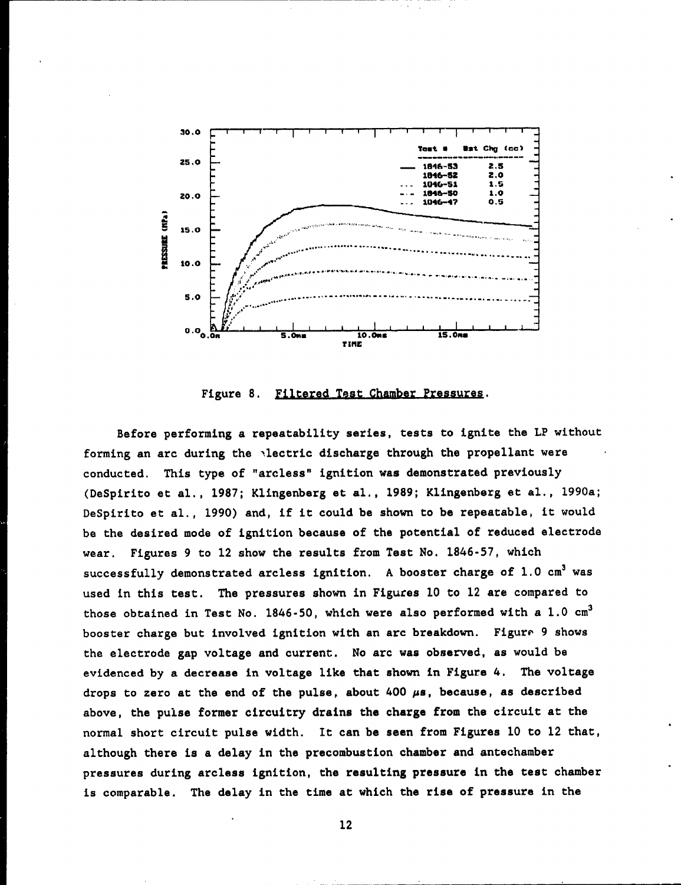Figure 8. Filtered Test Chamber Pressures.

Before performing a repeatability series, tests to ignite the LP without forming an arc during the electric discharge through the propellant were conducted. This type of "arcless" ignition was demonstrated previously (DeSpirito et al., 1987; Klingenberg et al., 1989; Klingenberg et al., 1990a; DeSpirito et al., 1990) and, if it could be shown to be repeatable, it would be the desired mode of ignition because of the potential of reduced electrode wear. Figures 9 to 12 show the results from Test No. 1846-57, which successfully demonstrated arcless ignition. A booster charge of 1.0 $cm^3$ was used in this test. The pressures shown in Figures 10 to 12 are compared to those obtained in Test No. 1846-50, which were also performed with a 1.0 $cm^3$ booster charge but involved ignition with an arc breakdown. Figure 9 shows the electrode gap voltage and current. No arc was observed, as would be evidenced by a decrease in voltage like that shown in Figure 4. The voltage drops to zero at the end of the pulse, about 400 $\mu s$, because, as described above, the pulse former circuitry drains the charge from the circuit at the normal short circuit pulse width. It can be seen from Figures 10 to 12 that, although there is a delay in the precombustion chamber and antechamber pressures during arcless ignition, the resulting pressure in the test chamber is comparable. The delay in the time at which the rise of pressure in the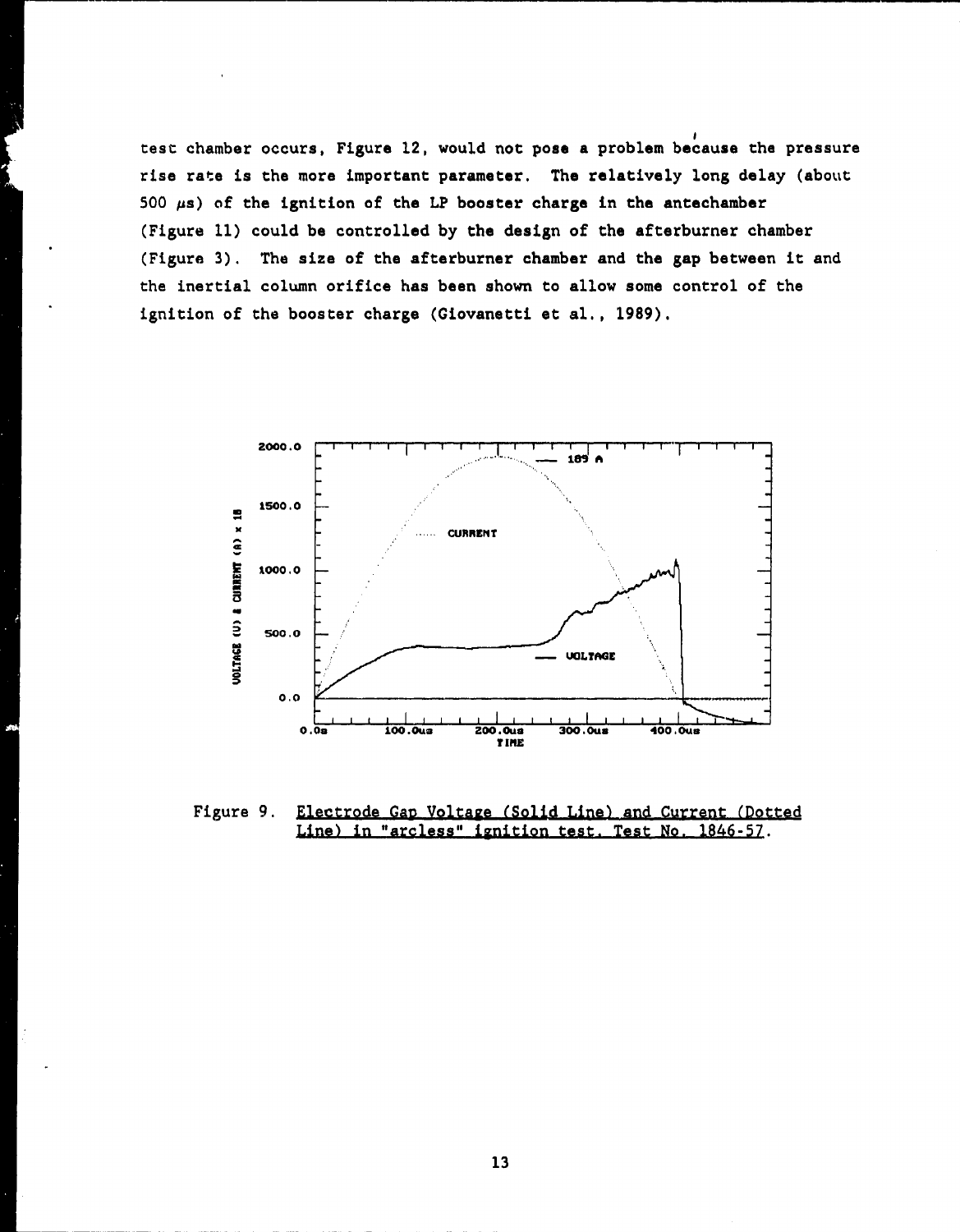test chamber occurs, Figure 12, would not pose a problem because the pressure rise rate is the more important parameter. The relatively long delay (about 500 $\mu$s) of the ignition of the LP booster charge in the antechamber (Figure 11) could be controlled by the design of the afterburner chamber (Figure 3). The size of the afterburner chamber and the gap between it and the inertial column orifice has been shown to allow some control of the ignition of the booster charge (Giovanetti et al., 1989).

Figure 9. Electrode Gap Voltage (Solid Line) and Current (Dotted Line) in "arcless" ignition test. Test No. 1846-57.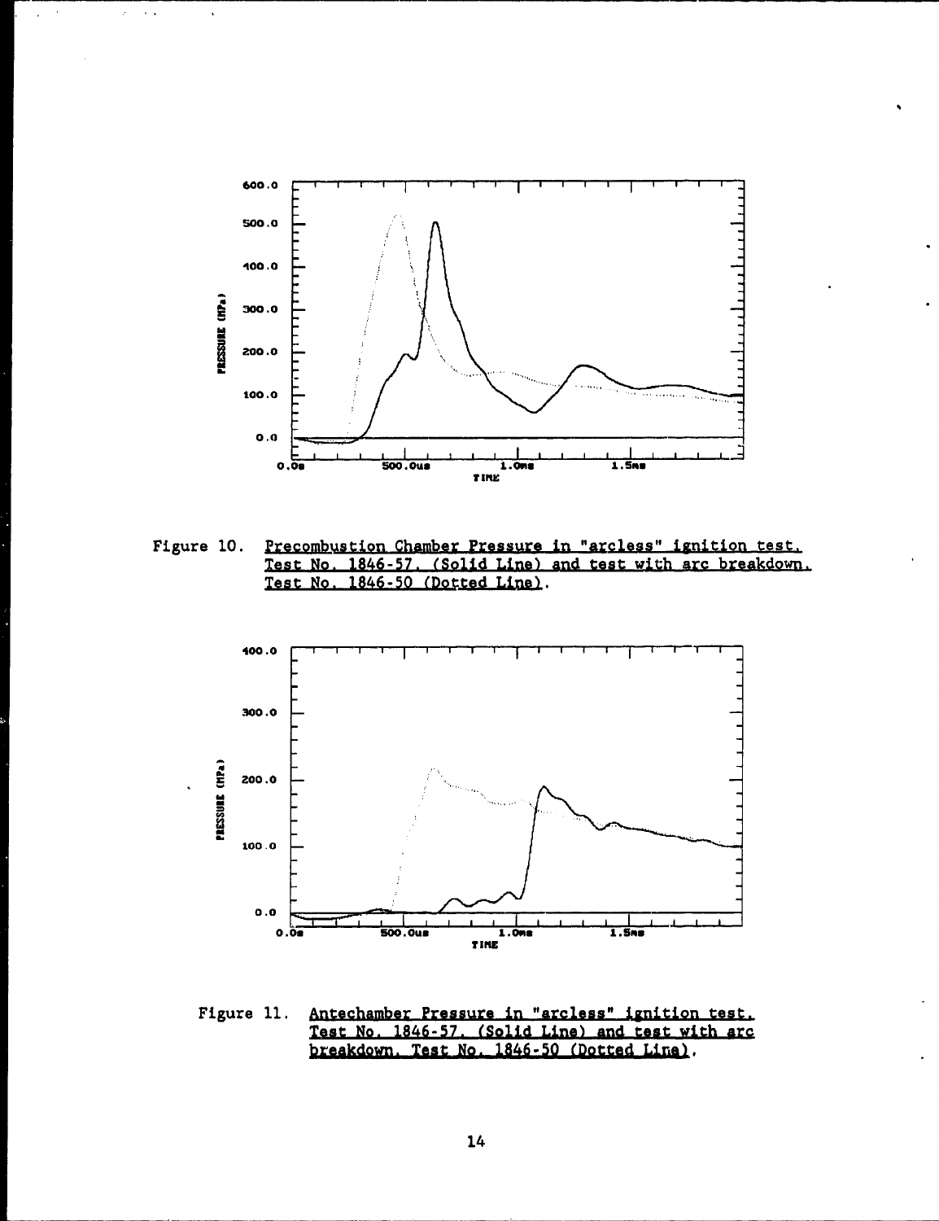Figure 10. Precombustion Chamber Pressure in "arcless" ignition test. Test No. 1846-57. (Solid Line) and test with arc breakdown. Test No. 1846-50 (Dotted Line).

Figure 11. Antechamber Pressure in "arcless" ignition test. Test No. 1846-57. (Solid Line) and test with arc breakdown. Test No. 1846-50 (Dotted Line).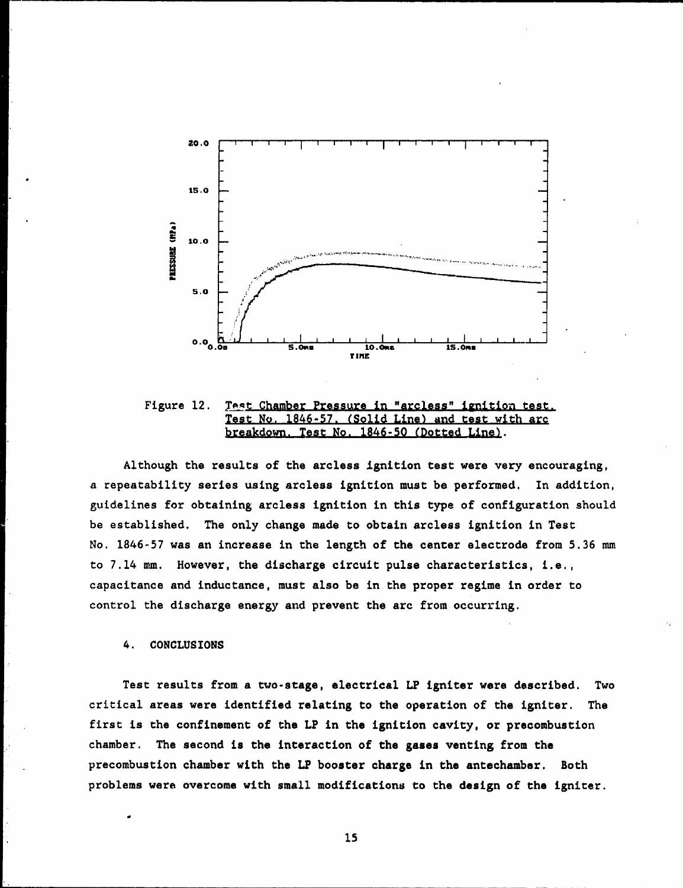Figure 12. Test Chamber Pressure in "arcless" ignition test. Test No. 1846-57. (Solid Line) and test with arc breakdown. Test No. 1846-50 (Dotted Line).

Although the results of the arcless ignition test were very encouraging, a repeatability series using arcless ignition must be performed. In addition, guidelines for obtaining arcless ignition in this type of configuration should be established. The only change made to obtain arcless ignition in Test No. 1846-57 was an increase in the length of the center electrode from 5.36 mm to 7.14 mm. However, the discharge circuit pulse characteristics, i.e., capacitance and inductance, must also be in the proper regime in order to control the discharge energy and prevent the arc from occurring.

## 4. CONCLUSIONS

Test results from a two-stage, electrical LP igniter were described. Two critical areas were identified relating to the operation of the igniter. The first is the confinement of the LP in the ignition cavity, or precombustion chamber. The second is the interaction of the gases venting from the precombustion chamber with the LP booster charge in the antechamber. Both problems were overcome with small modifications to the design of the igniter.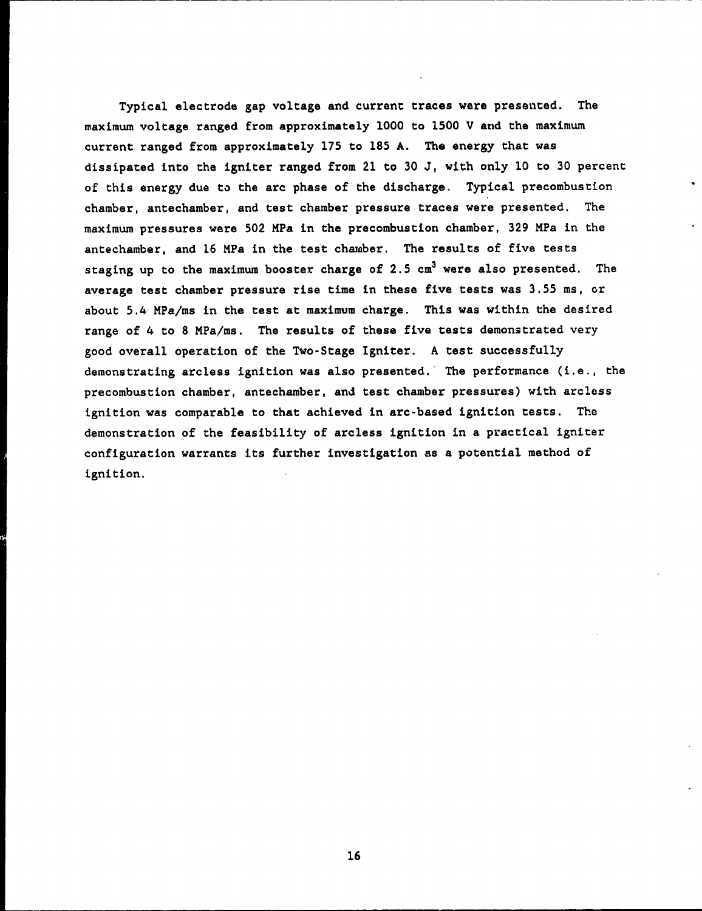Typical electrode gap voltage and current traces were presented. The maximum voltage ranged from approximately 1000 to 1500 V and the maximum current ranged from approximately 175 to 185 A. The energy that was dissipated into the igniter ranged from 21 to 30 J, with only 10 to 30 percent of this energy due to the arc phase of the discharge. Typical precombustion chamber, antechamber, and test chamber pressure traces were presented. The maximum pressures were 502 MPa in the precombustion chamber, 329 MPa in the antechamber, and 16 MPa in the test chamber. The results of five tests staging up to the maximum booster charge of 2.5 $cm^3$ were also presented. The average test chamber pressure rise time in these five tests was 3.55 ms, or about 5.4 MPa/ms in the test at maximum charge. This was within the desired range of 4 to 8 MPa/ms. The results of these five tests demonstrated very good overall operation of the Two-Stage Igniter. A test successfully demonstrating arcless ignition was also presented. The performance (i.e., the precombustion chamber, antechamber, and test chamber pressures) with arcless ignition was comparable to that achieved in arc-based ignition tests. The demonstration of the feasibility of arcless ignition in a practical igniter configuration warrants its further investigation as a potential method of ignition.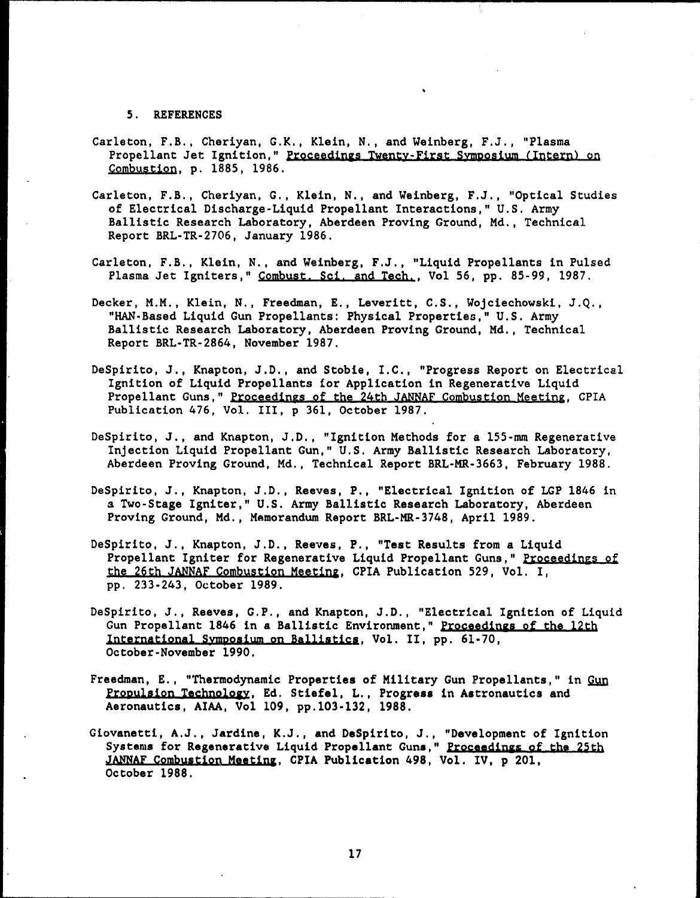## 5. REFERENCES

Carleton, F.B., Cheriyan, G.K., Klein, N., and Weinberg, F.J., "Plasma Propellant Jet Ignition," Proceedings Twenty-First Symposium (Intern) on Combustion, p. 1885, 1986.

Carleton, F.B., Cheriyan, G., Klein, N., and Weinberg, F.J., "Optical Studies of Electrical Discharge-Liquid Propellant Interactions," U.S. Army Ballistic Research Laboratory, Aberdeen Proving Ground, Md., Technical Report BRL-TR-2706, January 1986.

Carleton, F.B., Klein, N., and Weinberg, F.J., "Liquid Propellants in Pulsed Plasma Jet Igniters," Combust. Sci. and Tech., Vol 56, pp. 85-99, 1987.

Decker, M.M., Klein, N., Freedman, E., Leveritt, C.S., Wojciechowski, J.Q., "HAN-Based Liquid Gun Propellants: Physical Properties," U.S. Army Ballistic Research Laboratory, Aberdeen Proving Ground, Md., Technical Report BRL-TR-2864, November 1987.

DeSpirito, J., Knapton, J.D., and Stobie, I.C., "Progress Report on Electrical Ignition of Liquid Propellants for Application in Regenerative Liquid Propellant Guns," Proceedings of the 24th JANNAF Combustion Meeting, CPIA Publication 476, Vol. III, p 361, October 1987.

DeSpirito, J., and Knapton, J.D., "Ignition Methods for a 155-mm Regenerative Injection Liquid Propellant Gun," U.S. Army Ballistic Research Laboratory, Aberdeen Proving Ground, Md., Technical Report BRL-MR-3663, February 1988.

DeSpirito, J., Knapton, J.D., Reeves, P., "Electrical Ignition of LGP 1846 in a Two-Stage Igniter," U.S. Army Ballistic Research Laboratory, Aberdeen Proving Ground, Md., Memorandum Report BRL-MR-3748, April 1989.

DeSpirito, J., Knapton, J.D., Reeves, P., "Test Results from a Liquid Propellant Igniter for Regenerative Liquid Propellant Guns," Proceedings of the 26th JANNAF Combustion Meeting, CPIA Publication 529, Vol. I, pp. 233-243, October 1989.

DeSpirito, J., Reeves, G.P., and Knapton, J.D., "Electrical Ignition of Liquid Gun Propellant 1846 in a Ballistic Environment," Proceedings of the 12th International Symposium on Ballistics, Vol. II, pp. 61-70, October-November 1990.

Freedman, E., "Thermodynamic Properties of Military Gun Propellants," in Gun Propulsion Technology, Ed. Stiefel, L., Progress in Astronautics and Aeronautics, AIAA, Vol 109, pp.103-132, 1988.

Giovanetti, A.J., Jardine, K.J., and DeSpirito, J., "Development of Ignition Systems for Regenerative Liquid Propellant Guns," Proceedings of the 25th JANNAF Combustion Meeting, CPIA Publication 498, Vol. IV, p 201, October 1988.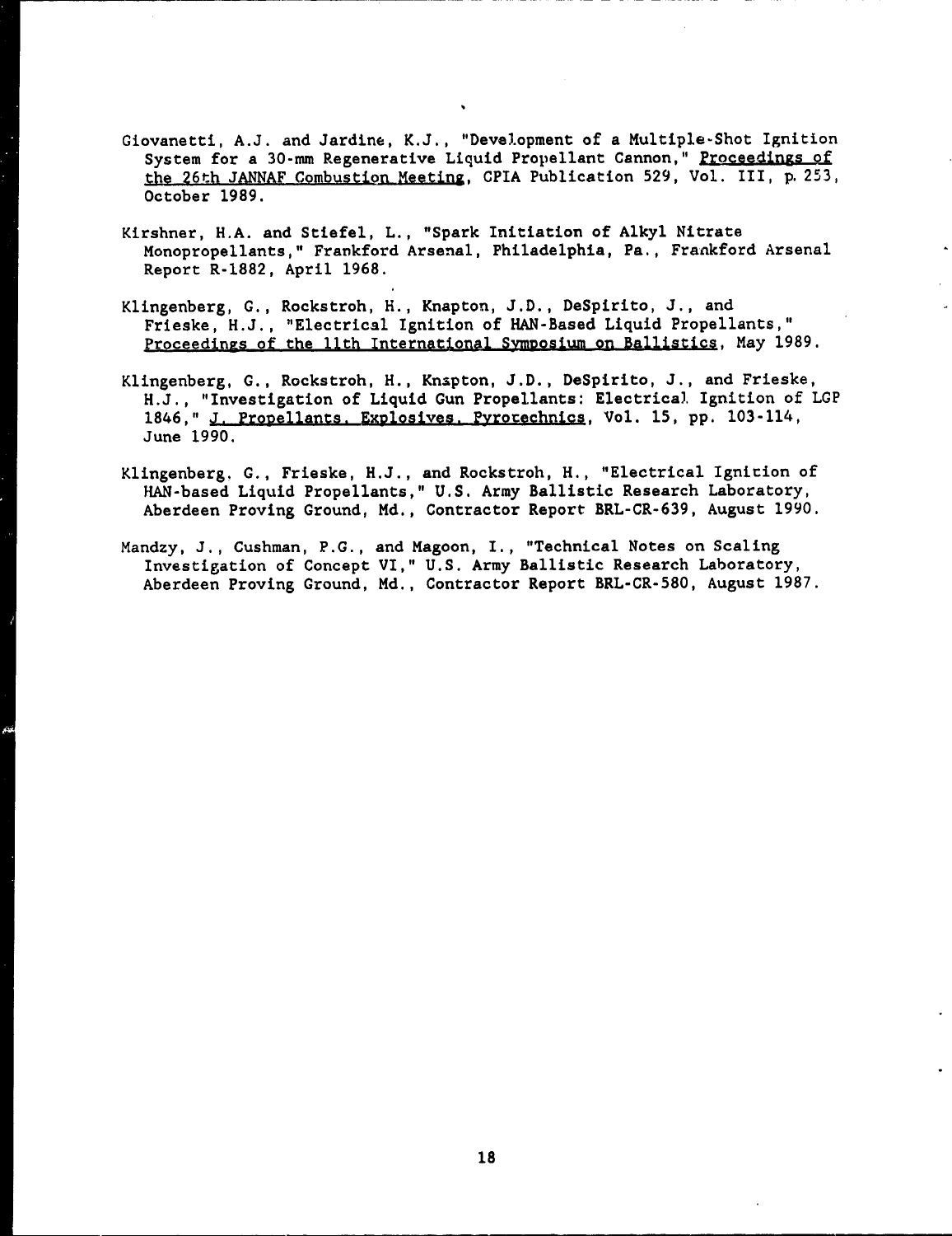Giovanetti, A.J. and Jardine, K.J., "Development of a Multiple-Shot Ignition System for a 30-mm Regenerative Liquid Propellant Cannon," Proceedings of the 26th JANNAF Combustion Meeting, CPIA Publication 529, Vol. III, p. 253, October 1989.

Kirshner, H.A. and Stiefel, L., "Spark Initiation of Alkyl Nitrate Monopropellants," Frankford Arsenal, Philadelphia, Pa., Frankford Arsenal Report R-1882, April 1968.

Klingenberg, G., Rockstroh, H., Knapton, J.D., DeSpirito, J., and Frieske, H.J., "Electrical Ignition of HAN-Based Liquid Propellants," Proceedings of the 11th International Symposium on Ballistics, May 1989.

Klingenberg, G., Rockstroh, H., Knapton, J.D., DeSpirito, J., and Frieske, H.J., "Investigation of Liquid Gun Propellants: Electrical Ignition of LGP 1846," J. Propellants, Explosives, Pyrotechnics, Vol. 15, pp. 103-114, June 1990.

Klingenberg, G., Frieske, H.J., and Rockstroh, H., "Electrical Ignition of HAN-based Liquid Propellants," U.S. Army Ballistic Research Laboratory, Aberdeen Proving Ground, Md., Contractor Report BRL-CR-639, August 1990.

Mandzy, J., Cushman, P.G., and Magoon, I., "Technical Notes on Scaling Investigation of Concept VI," U.S. Army Ballistic Research Laboratory, Aberdeen Proving Ground, Md., Contractor Report BRL-CR-580, August 1987.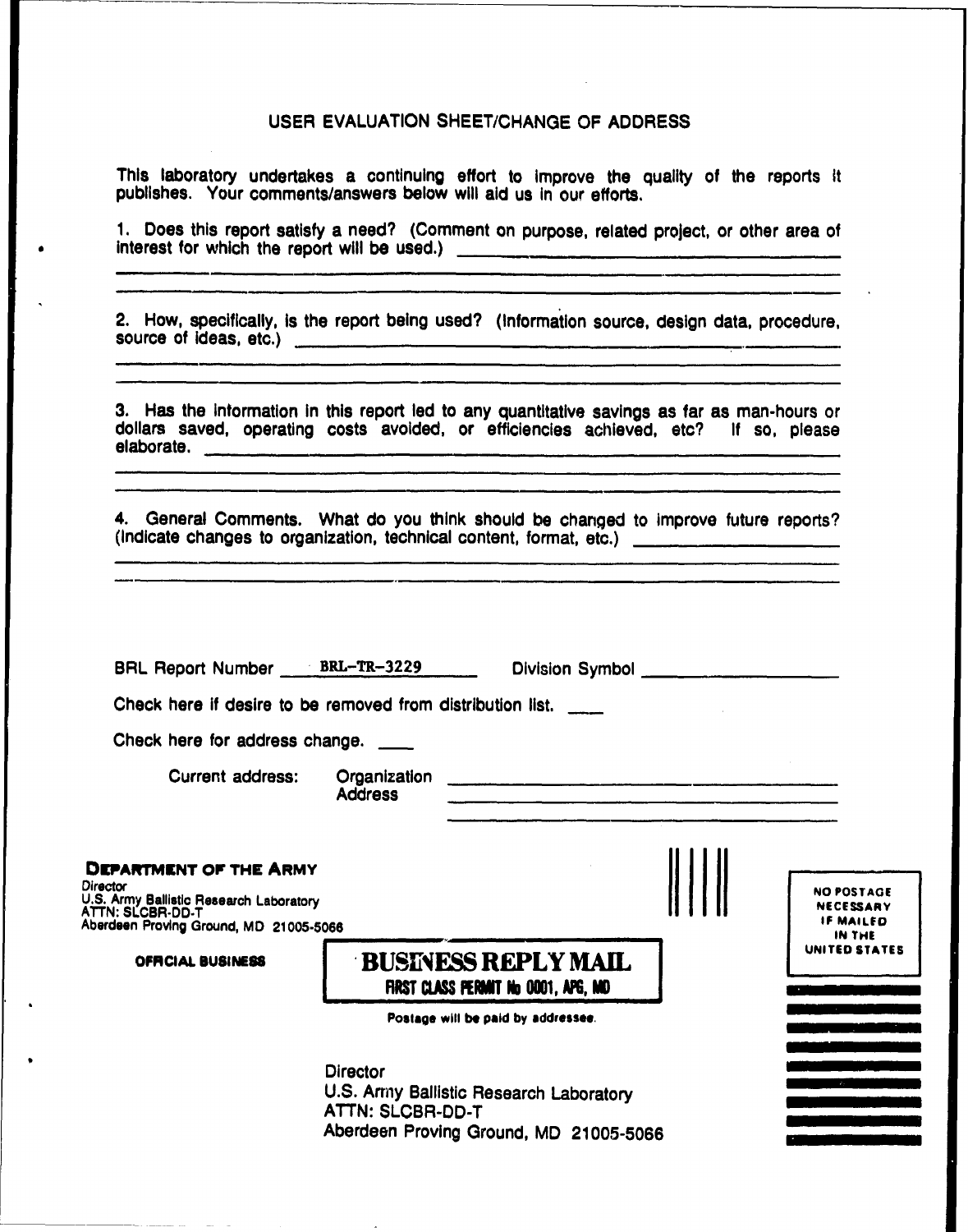# USER EVALUATION SHEET/CHANGE OF ADDRESS

This laboratory undertakes a continuing effort to improve the quality of the reports it publishes. Your comments/answers below will aid us in our efforts.

1. Does this report satisfy a need? (Comment on purpose, related project, or other area of interest for which the report will be used.) ______________________________

2. How, specifically, is the report being used? (Information source, design data, procedure, source of ideas, etc.) ______________________________

3. Has the information in this report led to any quantitative savings as far as man-hours or dollars saved, operating costs avoided, or efficiencies achieved, etc? If so, please elaborate. ______________________________

4. General Comments. What do you think should be changed to improve future reports? (Indicate changes to organization, technical content, format, etc.) ______________________________

BRL Report Number BRL-TR-3229 Division Symbol ____________

Check here if desire to be removed from distribution list. ___

Check here for address change. ___

Current address: Organization ______________________________
Address ______________________________

**DEPARTMENT OF THE ARMY**
Director
U.S. Army Ballistic Research Laboratory
ATTN: SLCBR-DD-T
Aberdeen Proving Ground, MD 21005-5066

**OFFICIAL BUSINESS**

**BUSINESS REPLY MAIL**
**FIRST CLASS PERMIT No 0001, APG, MD**

Postage will be paid by addressee.

NO POSTAGE NECESSARY IF MAILED IN THE UNITED STATES

Director
U.S. Army Ballistic Research Laboratory
ATTN: SLCBR-DD-T
Aberdeen Proving Ground, MD 21005-5066